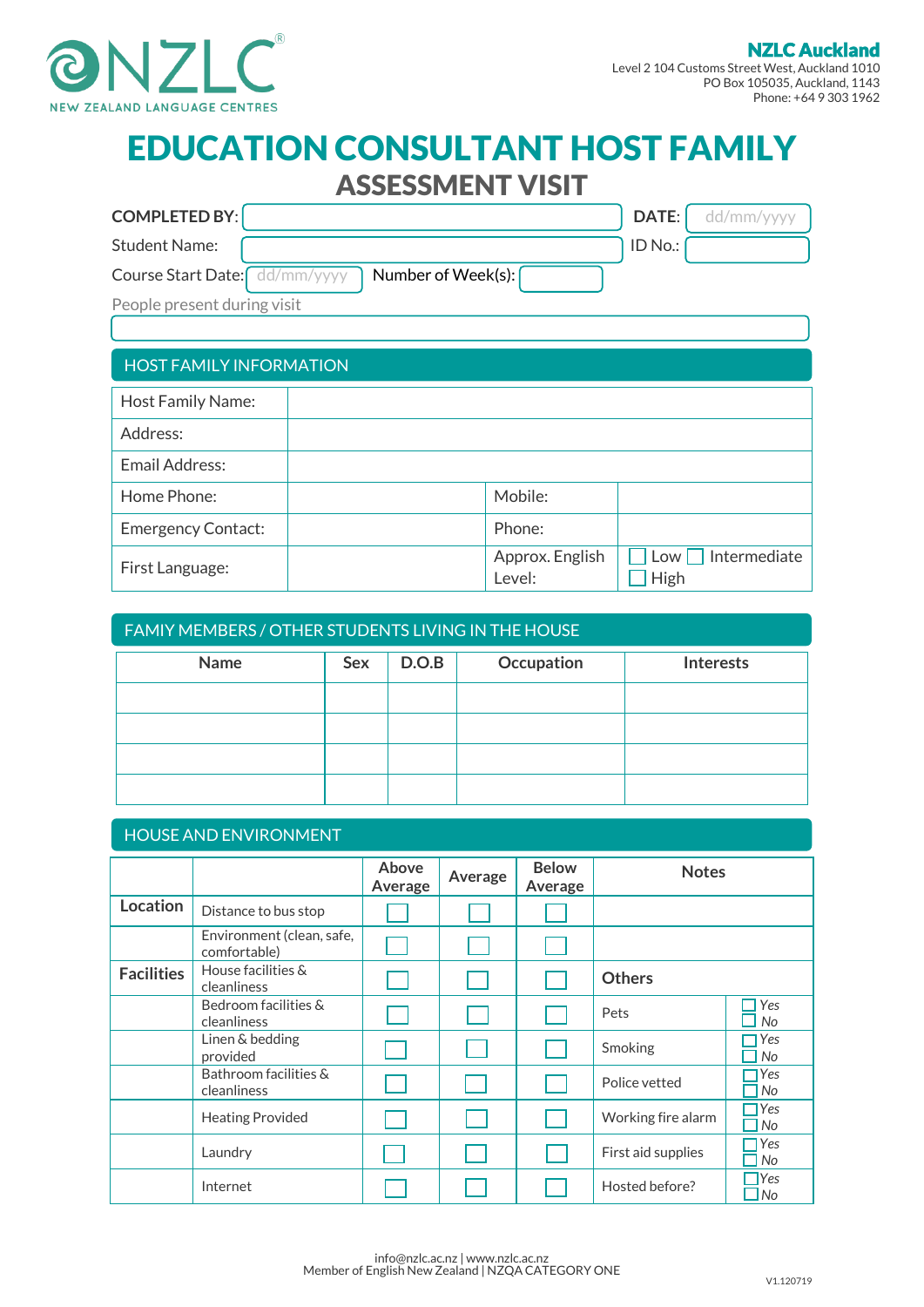NZLC NEW ZEALAND LANGUAGE CENTRES

**NZLC Auckland**
Level 2 104 Customs Street West, Auckland 1010
PO Box 105035, Auckland, 1143
Phone: +64 9 303 1962

# EDUCATION CONSULTANT HOST FAMILY
## ASSESSMENT VISIT

**COMPLETED BY:** ____________ **DATE:** dd/mm/yyyy

Student Name: ____________ ID No.: ____________

Course Start Date: dd/mm/yyyy Number of Week(s): ____________

People present during visit

____________

## HOST FAMILY INFORMATION

| | | | |
|---|---|---|---|
| Host Family Name: | | | |
| Address: | | | |
| Email Address: | | | |
| Home Phone: | | Mobile: | |
| Emergency Contact: | | Phone: | |
| First Language: | | Approx. English Level: | ☐ Low ☐ Intermediate ☐ High |

## FAMIY MEMBERS / OTHER STUDENTS LIVING IN THE HOUSE

| Name | Sex | D.O.B | Occupation | Interests |
|---|---|---|---|---|
| | | | | |
| | | | | |
| | | | | |
| | | | | |

## HOUSE AND ENVIRONMENT

| | | Above Average | Average | Below Average | Notes | |
|---|---|---|---|---|---|---|
| **Location** | Distance to bus stop | ☐ | ☐ | ☐ | | |
| | Environment (clean, safe, comfortable) | ☐ | ☐ | ☐ | | |
| **Facilities** | House facilities & cleanliness | ☐ | ☐ | ☐ | **Others** | |
| | Bedroom facilities & cleanliness | ☐ | ☐ | ☐ | Pets | ☐ *Yes* ☐ *No* |
| | Linen & bedding provided | ☐ | ☐ | ☐ | Smoking | ☐ *Yes* ☐ *No* |
| | Bathroom facilities & cleanliness | ☐ | ☐ | ☐ | Police vetted | ☐ *Yes* ☐ *No* |
| | Heating Provided | ☐ | ☐ | ☐ | Working fire alarm | ☐ *Yes* ☐ *No* |
| | Laundry | ☐ | ☐ | ☐ | First aid supplies | ☐ *Yes* ☐ *No* |
| | Internet | ☐ | ☐ | ☐ | Hosted before? | ☐ *Yes* ☐ *No* |

info@nzlc.ac.nz | www.nzlc.ac.nz
Member of English New Zealand | NZQA CATEGORY ONE

V1.120719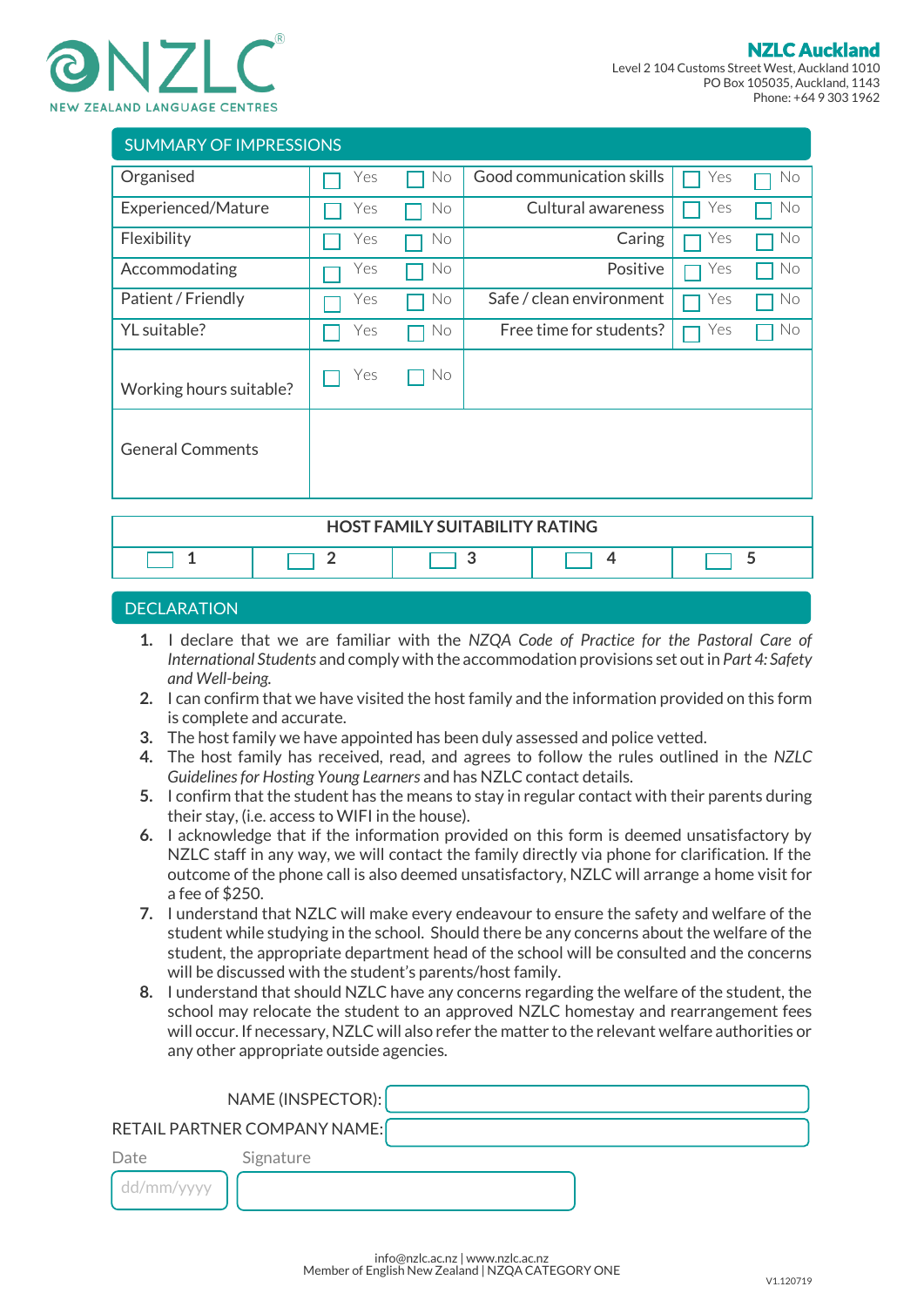**NZLC Auckland**
Level 2 104 Customs Street West, Auckland 1010
PO Box 105035, Auckland, 1143
Phone: +64 9 303 1962

## SUMMARY OF IMPRESSIONS

| | | | |
|---|---|---|---|
| Organised | ☐ Yes ☐ No | Good communication skills | ☐ Yes ☐ No |
| Experienced/Mature | ☐ Yes ☐ No | Cultural awareness | ☐ Yes ☐ No |
| Flexibility | ☐ Yes ☐ No | Caring | ☐ Yes ☐ No |
| Accommodating | ☐ Yes ☐ No | Positive | ☐ Yes ☐ No |
| Patient / Friendly | ☐ Yes ☐ No | Safe / clean environment | ☐ Yes ☐ No |
| YL suitable? | ☐ Yes ☐ No | Free time for students? | ☐ Yes ☐ No |
| Working hours suitable? | ☐ Yes ☐ No | | |
| General Comments | | | |

| HOST FAMILY SUITABILITY RATING | | | | |
|---|---|---|---|---|
| ☐ 1 | ☐ 2 | ☐ 3 | ☐ 4 | ☐ 5 |

## DECLARATION

1. I declare that we are familiar with the *NZQA Code of Practice for the Pastoral Care of International Students* and comply with the accommodation provisions set out in *Part 4: Safety and Well-being.*
2. I can confirm that we have visited the host family and the information provided on this form is complete and accurate.
3. The host family we have appointed has been duly assessed and police vetted.
4. The host family has received, read, and agrees to follow the rules outlined in the *NZLC Guidelines for Hosting Young Learners* and has NZLC contact details.
5. I confirm that the student has the means to stay in regular contact with their parents during their stay, (i.e. access to WIFI in the house).
6. I acknowledge that if the information provided on this form is deemed unsatisfactory by NZLC staff in any way, we will contact the family directly via phone for clarification. If the outcome of the phone call is also deemed unsatisfactory, NZLC will arrange a home visit for a fee of $250.
7. I understand that NZLC will make every endeavour to ensure the safety and welfare of the student while studying in the school. Should there be any concerns about the welfare of the student, the appropriate department head of the school will be consulted and the concerns will be discussed with the student's parents/host family.
8. I understand that should NZLC have any concerns regarding the welfare of the student, the school may relocate the student to an approved NZLC homestay and rearrangement fees will occur. If necessary, NZLC will also refer the matter to the relevant welfare authorities or any other appropriate outside agencies.

NAME (INSPECTOR): ____________________

RETAIL PARTNER COMPANY NAME: ____________________

Date: dd/mm/yyyy    Signature: ____________________

info@nzlc.ac.nz | www.nzlc.ac.nz
Member of English New Zealand | NZQA CATEGORY ONE

V1.120719